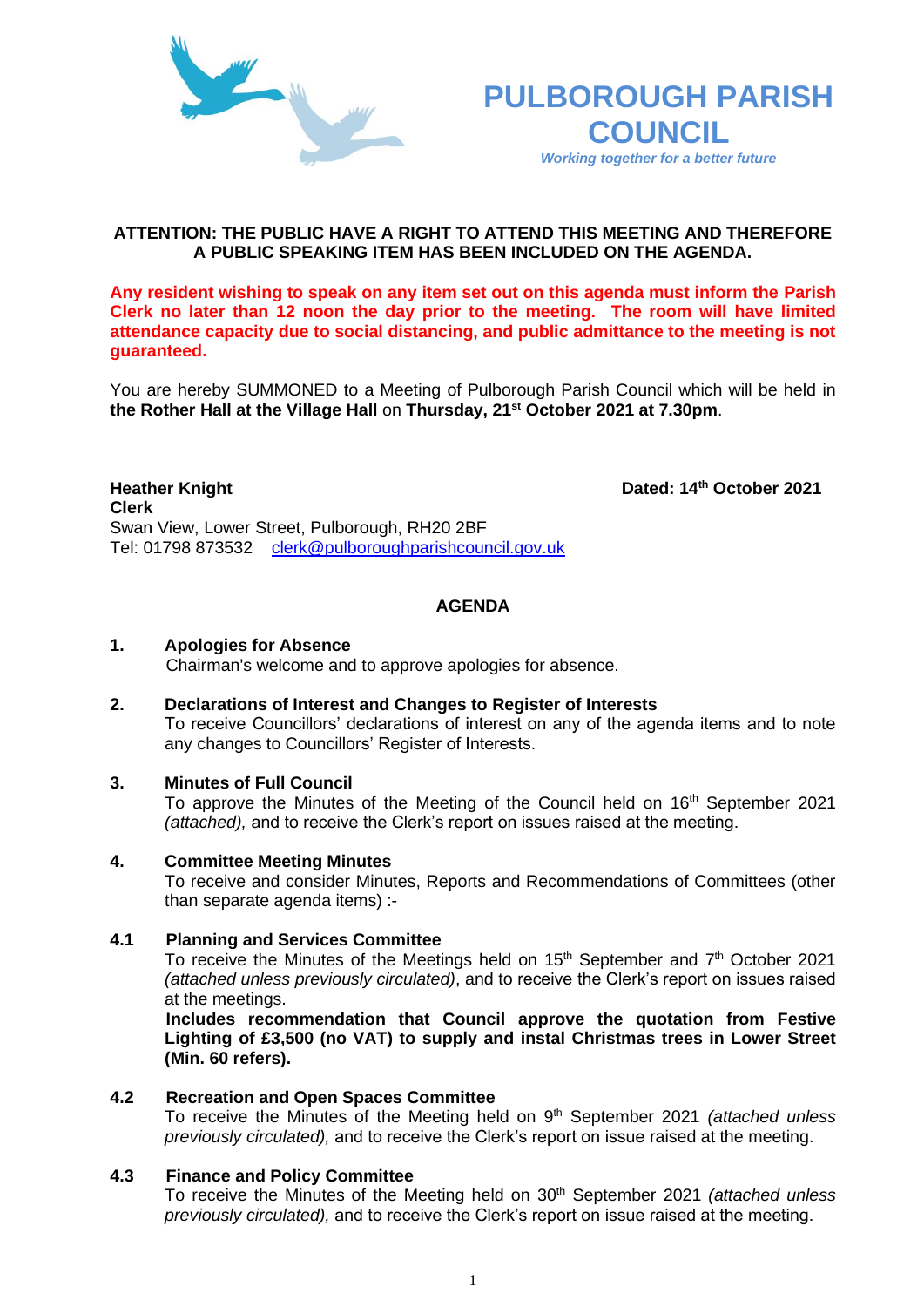# PULBOROUGH PARISH COUNCIL

*Working together for a better future*

**ATTENTION: THE PUBLIC HAVE A RIGHT TO ATTEND THIS MEETING AND THEREFORE A PUBLIC SPEAKING ITEM HAS BEEN INCLUDED ON THE AGENDA.**

**Any resident wishing to speak on any item set out on this agenda must inform the Parish Clerk no later than 12 noon the day prior to the meeting. The room will have limited attendance capacity due to social distancing, and public admittance to the meeting is not guaranteed.**

You are hereby SUMMONED to a Meeting of Pulborough Parish Council which will be held in **the Rother Hall at the Village Hall** on **Thursday, 21st October 2021 at 7.30pm**.

**Heather Knight**
**Clerk**
Swan View, Lower Street, Pulborough, RH20 2BF
Tel: 01798 873532 clerk@pulboroughparishcouncil.gov.uk

**Dated: 14th October 2021**

## AGENDA

**1. Apologies for Absence**
Chairman's welcome and to approve apologies for absence.

**2. Declarations of Interest and Changes to Register of Interests**
To receive Councillors' declarations of interest on any of the agenda items and to note any changes to Councillors' Register of Interests.

**3. Minutes of Full Council**
To approve the Minutes of the Meeting of the Council held on 16th September 2021 *(attached),* and to receive the Clerk's report on issues raised at the meeting.

**4. Committee Meeting Minutes**
To receive and consider Minutes, Reports and Recommendations of Committees (other than separate agenda items) :-

**4.1 Planning and Services Committee**
To receive the Minutes of the Meetings held on 15th September and 7th October 2021 *(attached unless previously circulated)*, and to receive the Clerk's report on issues raised at the meetings.
**Includes recommendation that Council approve the quotation from Festive Lighting of £3,500 (no VAT) to supply and instal Christmas trees in Lower Street (Min. 60 refers).**

**4.2 Recreation and Open Spaces Committee**
To receive the Minutes of the Meeting held on 9th September 2021 *(attached unless previously circulated),* and to receive the Clerk's report on issue raised at the meeting.

**4.3 Finance and Policy Committee**
To receive the Minutes of the Meeting held on 30th September 2021 *(attached unless previously circulated),* and to receive the Clerk's report on issue raised at the meeting.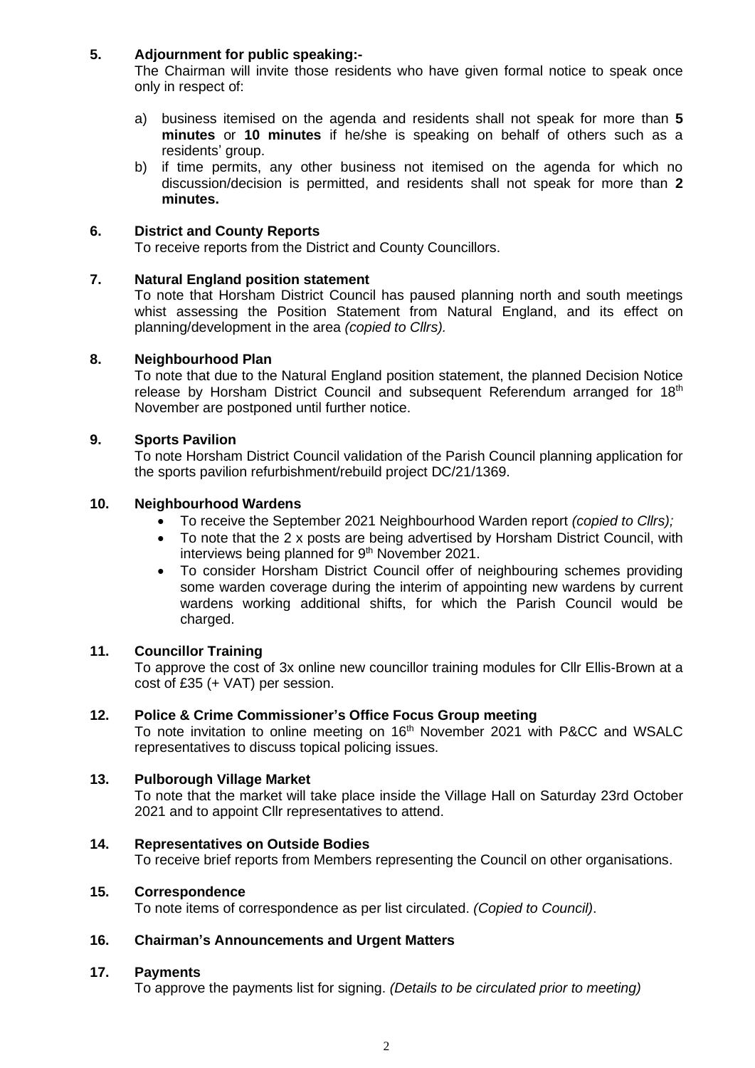**5. Adjournment for public speaking:-**

The Chairman will invite those residents who have given formal notice to speak once only in respect of:

a) business itemised on the agenda and residents shall not speak for more than **5 minutes** or **10 minutes** if he/she is speaking on behalf of others such as a residents' group.

b) if time permits, any other business not itemised on the agenda for which no discussion/decision is permitted, and residents shall not speak for more than **2 minutes.**

**6. District and County Reports**

To receive reports from the District and County Councillors.

**7. Natural England position statement**

To note that Horsham District Council has paused planning north and south meetings whist assessing the Position Statement from Natural England, and its effect on planning/development in the area *(copied to Cllrs).*

**8. Neighbourhood Plan**

To note that due to the Natural England position statement, the planned Decision Notice release by Horsham District Council and subsequent Referendum arranged for 18th November are postponed until further notice.

**9. Sports Pavilion**

To note Horsham District Council validation of the Parish Council planning application for the sports pavilion refurbishment/rebuild project DC/21/1369.

**10. Neighbourhood Wardens**

- To receive the September 2021 Neighbourhood Warden report *(copied to Cllrs);*
- To note that the 2 x posts are being advertised by Horsham District Council, with interviews being planned for 9th November 2021.
- To consider Horsham District Council offer of neighbouring schemes providing some warden coverage during the interim of appointing new wardens by current wardens working additional shifts, for which the Parish Council would be charged.

**11. Councillor Training**

To approve the cost of 3x online new councillor training modules for Cllr Ellis-Brown at a cost of £35 (+ VAT) per session.

**12. Police & Crime Commissioner's Office Focus Group meeting**

To note invitation to online meeting on 16th November 2021 with P&CC and WSALC representatives to discuss topical policing issues.

**13. Pulborough Village Market**

To note that the market will take place inside the Village Hall on Saturday 23rd October 2021 and to appoint Cllr representatives to attend.

**14. Representatives on Outside Bodies**

To receive brief reports from Members representing the Council on other organisations.

**15. Correspondence**

To note items of correspondence as per list circulated. *(Copied to Council)*.

**16. Chairman's Announcements and Urgent Matters**

**17. Payments**

To approve the payments list for signing. *(Details to be circulated prior to meeting)*